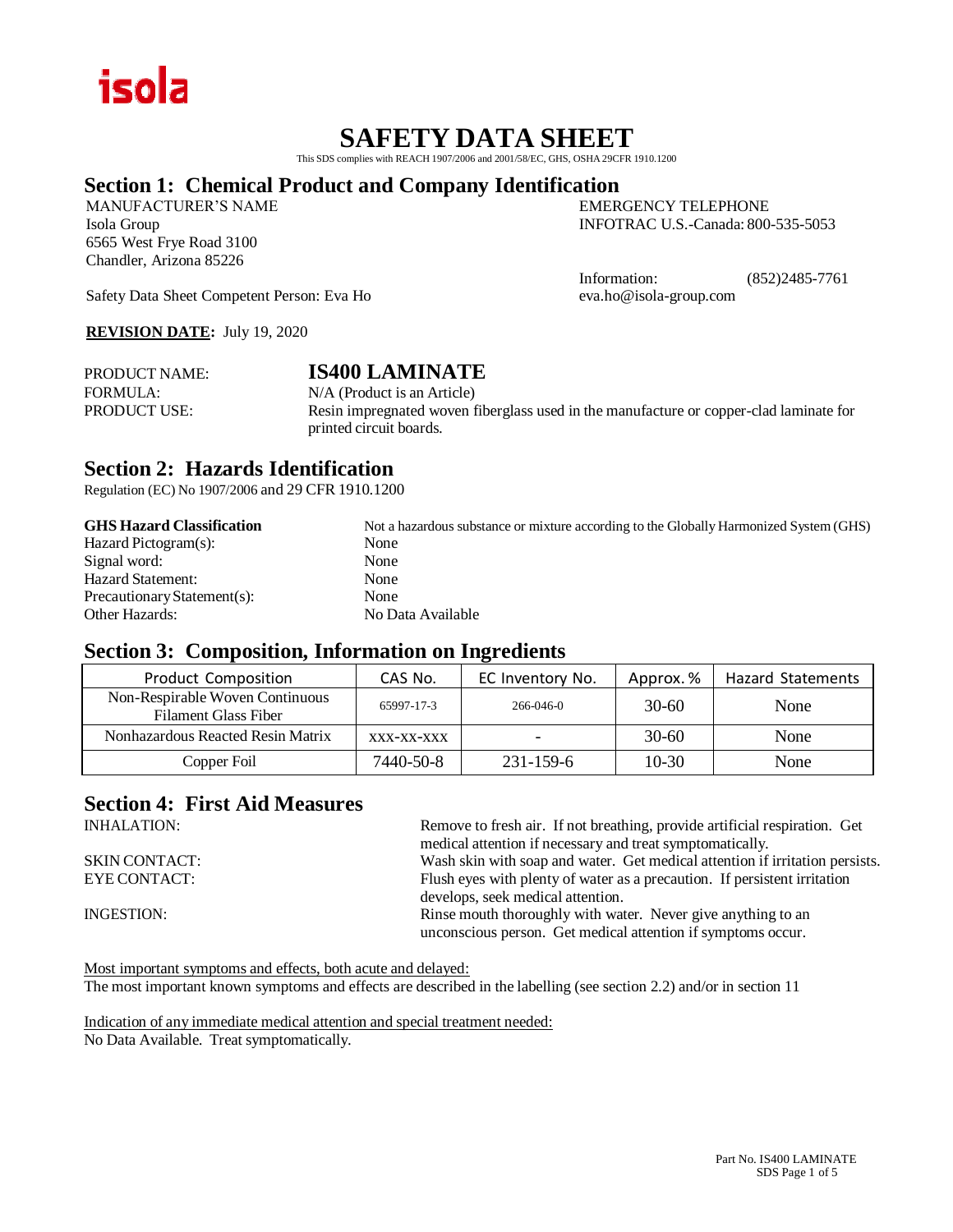isola

# SAFETY DATA SHEET

This SDS complies with REACH 1907/2006 and 2001/58/EC, GHS, OSHA 29CFR 1910.1200

## Section 1: Chemical Product and Company Identification

MANUFACTURER'S NAME
Isola Group
6565 West Frye Road 3100
Chandler, Arizona 85226

EMERGENCY TELEPHONE
INFOTRAC U.S.-Canada: 800-535-5053

Information: (852)2485-7761
eva.ho@isola-group.com

Safety Data Sheet Competent Person: Eva Ho

**REVISION DATE:** July 19, 2020

PRODUCT NAME: **IS400 LAMINATE**
FORMULA: N/A (Product is an Article)
PRODUCT USE: Resin impregnated woven fiberglass used in the manufacture or copper-clad laminate for printed circuit boards.

## Section 2: Hazards Identification

Regulation (EC) No 1907/2006 and 29 CFR 1910.1200

**GHS Hazard Classification**: Not a hazardous substance or mixture according to the Globally Harmonized System (GHS)
Hazard Pictogram(s): None
Signal word: None
Hazard Statement: None
Precautionary Statement(s): None
Other Hazards: No Data Available

## Section 3: Composition, Information on Ingredients

| Product Composition | CAS No. | EC Inventory No. | Approx. % | Hazard Statements |
|---|---|---|---|---|
| Non-Respirable Woven Continuous Filament Glass Fiber | 65997-17-3 | 266-046-0 | 30-60 | None |
| Nonhazardous Reacted Resin Matrix | xxx-xx-xxx | - | 30-60 | None |
| Copper Foil | 7440-50-8 | 231-159-6 | 10-30 | None |

## Section 4: First Aid Measures

INHALATION: Remove to fresh air. If not breathing, provide artificial respiration. Get medical attention if necessary and treat symptomatically.
SKIN CONTACT: Wash skin with soap and water. Get medical attention if irritation persists.
EYE CONTACT: Flush eyes with plenty of water as a precaution. If persistent irritation develops, seek medical attention.
INGESTION: Rinse mouth thoroughly with water. Never give anything to an unconscious person. Get medical attention if symptoms occur.

Most important symptoms and effects, both acute and delayed:
The most important known symptoms and effects are described in the labelling (see section 2.2) and/or in section 11

Indication of any immediate medical attention and special treatment needed:
No Data Available. Treat symptomatically.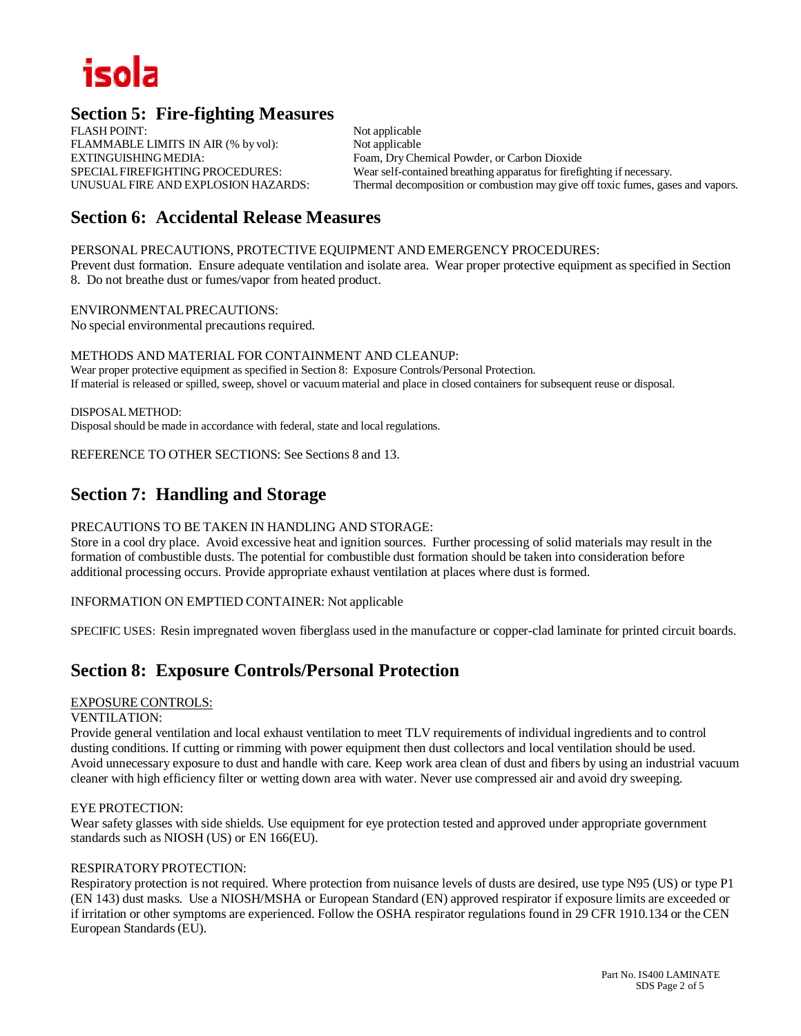## Section 5: Fire-fighting Measures

| | |
|---|---|
| FLASH POINT: | Not applicable |
| FLAMMABLE LIMITS IN AIR (% by vol): | Not applicable |
| EXTINGUISHING MEDIA: | Foam, Dry Chemical Powder, or Carbon Dioxide |
| SPECIAL FIREFIGHTING PROCEDURES: | Wear self-contained breathing apparatus for firefighting if necessary. |
| UNUSUAL FIRE AND EXPLOSION HAZARDS: | Thermal decomposition or combustion may give off toxic fumes, gases and vapors. |

## Section 6: Accidental Release Measures

PERSONAL PRECAUTIONS, PROTECTIVE EQUIPMENT AND EMERGENCY PROCEDURES:
Prevent dust formation. Ensure adequate ventilation and isolate area. Wear proper protective equipment as specified in Section 8. Do not breathe dust or fumes/vapor from heated product.

ENVIRONMENTAL PRECAUTIONS:
No special environmental precautions required.

METHODS AND MATERIAL FOR CONTAINMENT AND CLEANUP:
Wear proper protective equipment as specified in Section 8: Exposure Controls/Personal Protection.
If material is released or spilled, sweep, shovel or vacuum material and place in closed containers for subsequent reuse or disposal.

DISPOSAL METHOD:
Disposal should be made in accordance with federal, state and local regulations.

REFERENCE TO OTHER SECTIONS: See Sections 8 and 13.

## Section 7: Handling and Storage

PRECAUTIONS TO BE TAKEN IN HANDLING AND STORAGE:
Store in a cool dry place. Avoid excessive heat and ignition sources. Further processing of solid materials may result in the formation of combustible dusts. The potential for combustible dust formation should be taken into consideration before additional processing occurs. Provide appropriate exhaust ventilation at places where dust is formed.

INFORMATION ON EMPTIED CONTAINER: Not applicable

SPECIFIC USES: Resin impregnated woven fiberglass used in the manufacture or copper-clad laminate for printed circuit boards.

## Section 8: Exposure Controls/Personal Protection

EXPOSURE CONTROLS:

VENTILATION:
Provide general ventilation and local exhaust ventilation to meet TLV requirements of individual ingredients and to control dusting conditions. If cutting or rimming with power equipment then dust collectors and local ventilation should be used. Avoid unnecessary exposure to dust and handle with care. Keep work area clean of dust and fibers by using an industrial vacuum cleaner with high efficiency filter or wetting down area with water. Never use compressed air and avoid dry sweeping.

EYE PROTECTION:
Wear safety glasses with side shields. Use equipment for eye protection tested and approved under appropriate government standards such as NIOSH (US) or EN 166(EU).

RESPIRATORY PROTECTION:
Respiratory protection is not required. Where protection from nuisance levels of dusts are desired, use type N95 (US) or type P1 (EN 143) dust masks. Use a NIOSH/MSHA or European Standard (EN) approved respirator if exposure limits are exceeded or if irritation or other symptoms are experienced. Follow the OSHA respirator regulations found in 29 CFR 1910.134 or the CEN European Standards (EU).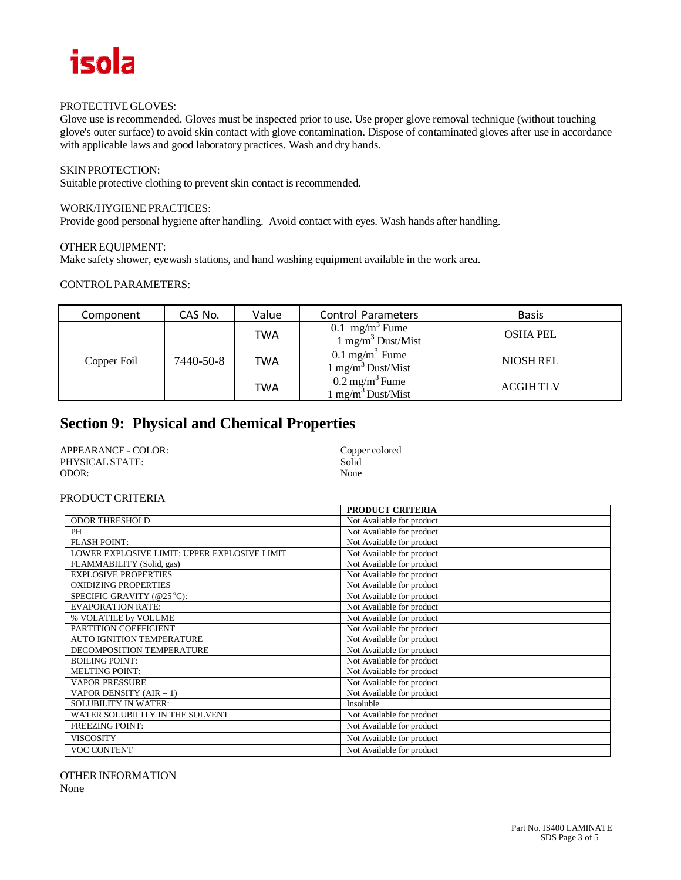PROTECTIVE GLOVES:
Glove use is recommended. Gloves must be inspected prior to use. Use proper glove removal technique (without touching glove's outer surface) to avoid skin contact with glove contamination. Dispose of contaminated gloves after use in accordance with applicable laws and good laboratory practices. Wash and dry hands.

SKIN PROTECTION:
Suitable protective clothing to prevent skin contact is recommended.

WORK/HYGIENE PRACTICES:
Provide good personal hygiene after handling. Avoid contact with eyes. Wash hands after handling.

OTHER EQUIPMENT:
Make safety shower, eyewash stations, and hand washing equipment available in the work area.

CONTROL PARAMETERS:

| Component | CAS No. | Value | Control Parameters | Basis |
|---|---|---|---|---|
| Copper Foil | 7440-50-8 | TWA | 0.1 $mg/m^3$ Fume<br>1 $mg/m^3$ Dust/Mist | OSHA PEL |
| | | TWA | 0.1 $mg/m^3$ Fume<br>1 $mg/m^3$ Dust/Mist | NIOSH REL |
| | | TWA | 0.2 $mg/m^3$ Fume<br>1 $mg/m^3$ Dust/Mist | ACGIH TLV |

## Section 9: Physical and Chemical Properties

APPEARANCE - COLOR: Copper colored
PHYSICAL STATE: Solid
ODOR: None

PRODUCT CRITERIA

| | PRODUCT CRITERIA |
|---|---|
| ODOR THRESHOLD | Not Available for product |
| PH | Not Available for product |
| FLASH POINT: | Not Available for product |
| LOWER EXPLOSIVE LIMIT; UPPER EXPLOSIVE LIMIT | Not Available for product |
| FLAMMABILITY (Solid, gas) | Not Available for product |
| EXPLOSIVE PROPERTIES | Not Available for product |
| OXIDIZING PROPERTIES | Not Available for product |
| SPECIFIC GRAVITY (@25 °C): | Not Available for product |
| EVAPORATION RATE: | Not Available for product |
| % VOLATILE by VOLUME | Not Available for product |
| PARTITION COEFFICIENT | Not Available for product |
| AUTO IGNITION TEMPERATURE | Not Available for product |
| DECOMPOSITION TEMPERATURE | Not Available for product |
| BOILING POINT: | Not Available for product |
| MELTING POINT: | Not Available for product |
| VAPOR PRESSURE | Not Available for product |
| VAPOR DENSITY (AIR = 1) | Not Available for product |
| SOLUBILITY IN WATER: | Insoluble |
| WATER SOLUBILITY IN THE SOLVENT | Not Available for product |
| FREEZING POINT: | Not Available for product |
| VISCOSITY | Not Available for product |
| VOC CONTENT | Not Available for product |

OTHER INFORMATION
None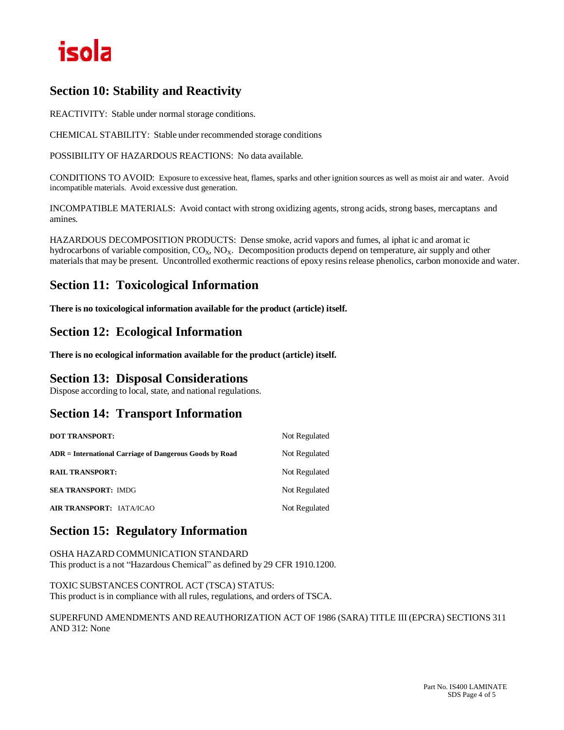## Section 10: Stability and Reactivity

REACTIVITY: Stable under normal storage conditions.

CHEMICAL STABILITY: Stable under recommended storage conditions

POSSIBILITY OF HAZARDOUS REACTIONS: No data available.

CONDITIONS TO AVOID: Exposure to excessive heat, flames, sparks and other ignition sources as well as moist air and water. Avoid incompatible materials. Avoid excessive dust generation.

INCOMPATIBLE MATERIALS: Avoid contact with strong oxidizing agents, strong acids, strong bases, mercaptans and amines.

HAZARDOUS DECOMPOSITION PRODUCTS: Dense smoke, acrid vapors and fumes, al iphat ic and aromat ic hydrocarbons of variable composition, $CO_X$, $NO_X$. Decomposition products depend on temperature, air supply and other materials that may be present. Uncontrolled exothermic reactions of epoxy resins release phenolics, carbon monoxide and water.

## Section 11: Toxicological Information

**There is no toxicological information available for the product (article) itself.**

## Section 12: Ecological Information

**There is no ecological information available for the product (article) itself.**

## Section 13: Disposal Considerations

Dispose according to local, state, and national regulations.

## Section 14: Transport Information

| | |
|---|---|
| **DOT TRANSPORT:** | Not Regulated |
| **ADR = International Carriage of Dangerous Goods by Road** | Not Regulated |
| **RAIL TRANSPORT:** | Not Regulated |
| **SEA TRANSPORT:** IMDG | Not Regulated |
| **AIR TRANSPORT:** IATA/ICAO | Not Regulated |

## Section 15: Regulatory Information

OSHA HAZARD COMMUNICATION STANDARD
This product is a not "Hazardous Chemical" as defined by 29 CFR 1910.1200.

TOXIC SUBSTANCES CONTROL ACT (TSCA) STATUS:
This product is in compliance with all rules, regulations, and orders of TSCA.

SUPERFUND AMENDMENTS AND REAUTHORIZATION ACT OF 1986 (SARA) TITLE III (EPCRA) SECTIONS 311 AND 312: None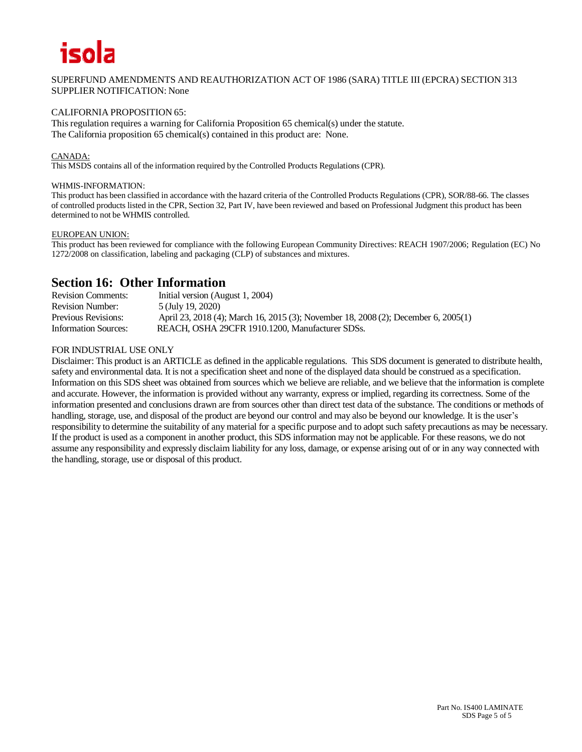isola

SUPERFUND AMENDMENTS AND REAUTHORIZATION ACT OF 1986 (SARA) TITLE III (EPCRA) SECTION 313 SUPPLIER NOTIFICATION: None

CALIFORNIA PROPOSITION 65:

This regulation requires a warning for California Proposition 65 chemical(s) under the statute.
The California proposition 65 chemical(s) contained in this product are: None.

CANADA:

This MSDS contains all of the information required by the Controlled Products Regulations (CPR).

WHMIS-INFORMATION:

This product has been classified in accordance with the hazard criteria of the Controlled Products Regulations (CPR), SOR/88-66. The classes of controlled products listed in the CPR, Section 32, Part IV, have been reviewed and based on Professional Judgment this product has been determined to not be WHMIS controlled.

EUROPEAN UNION:

This product has been reviewed for compliance with the following European Community Directives: REACH 1907/2006; Regulation (EC) No 1272/2008 on classification, labeling and packaging (CLP) of substances and mixtures.

## Section 16: Other Information

| | |
|---|---|
| Revision Comments: | Initial version (August 1, 2004) |
| Revision Number: | 5 (July 19, 2020) |
| Previous Revisions: | April 23, 2018 (4); March 16, 2015 (3); November 18, 2008 (2); December 6, 2005(1) |
| Information Sources: | REACH, OSHA 29CFR 1910.1200, Manufacturer SDSs. |

FOR INDUSTRIAL USE ONLY

Disclaimer: This product is an ARTICLE as defined in the applicable regulations. This SDS document is generated to distribute health, safety and environmental data. It is not a specification sheet and none of the displayed data should be construed as a specification. Information on this SDS sheet was obtained from sources which we believe are reliable, and we believe that the information is complete and accurate. However, the information is provided without any warranty, express or implied, regarding its correctness. Some of the information presented and conclusions drawn are from sources other than direct test data of the substance. The conditions or methods of handling, storage, use, and disposal of the product are beyond our control and may also be beyond our knowledge. It is the user's responsibility to determine the suitability of any material for a specific purpose and to adopt such safety precautions as may be necessary. If the product is used as a component in another product, this SDS information may not be applicable. For these reasons, we do not assume any responsibility and expressly disclaim liability for any loss, damage, or expense arising out of or in any way connected with the handling, storage, use or disposal of this product.